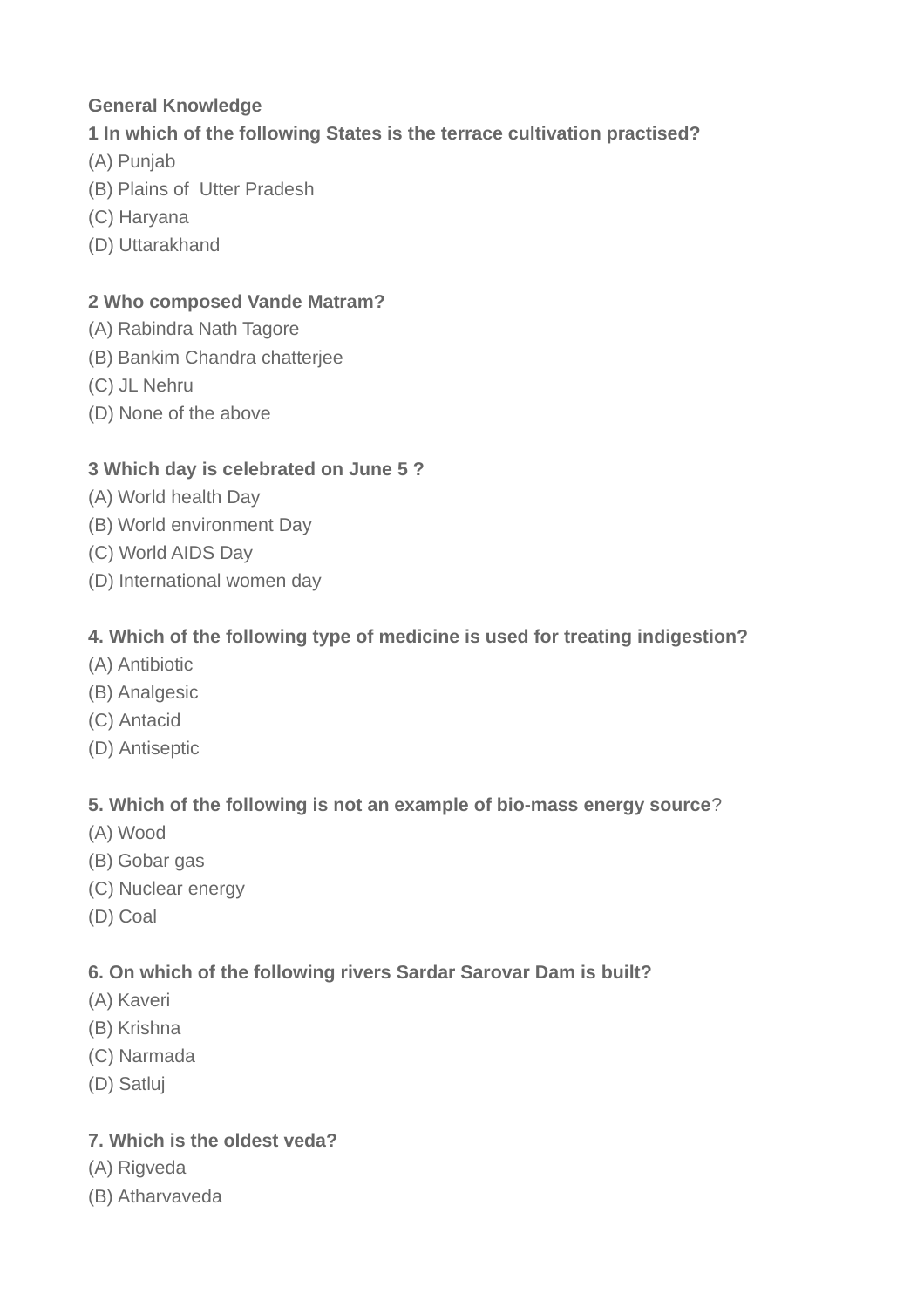**General Knowledge**

**1 In which of the following States is the terrace cultivation practised?**

(A) Punjab
(B) Plains of  Utter Pradesh
(C) Haryana
(D) Uttarakhand

**2 Who composed Vande Matram?**

(A) Rabindra Nath Tagore
(B) Bankim Chandra chatterjee
(C) JL Nehru
(D) None of the above

**3 Which day is celebrated on June 5 ?**

(A) World health Day
(B) World environment Day
(C) World AIDS Day
(D) International women day

**4. Which of the following type of medicine is used for treating indigestion?**

(A) Antibiotic
(B) Analgesic
(C) Antacid
(D) Antiseptic

**5. Which of the following is not an example of bio-mass energy source**?

(A) Wood
(B) Gobar gas
(C) Nuclear energy
(D) Coal

**6. On which of the following rivers Sardar Sarovar Dam is built?**

(A) Kaveri
(B) Krishna
(C) Narmada
(D) Satluj

**7. Which is the oldest veda?**

(A) Rigveda
(B) Atharvaveda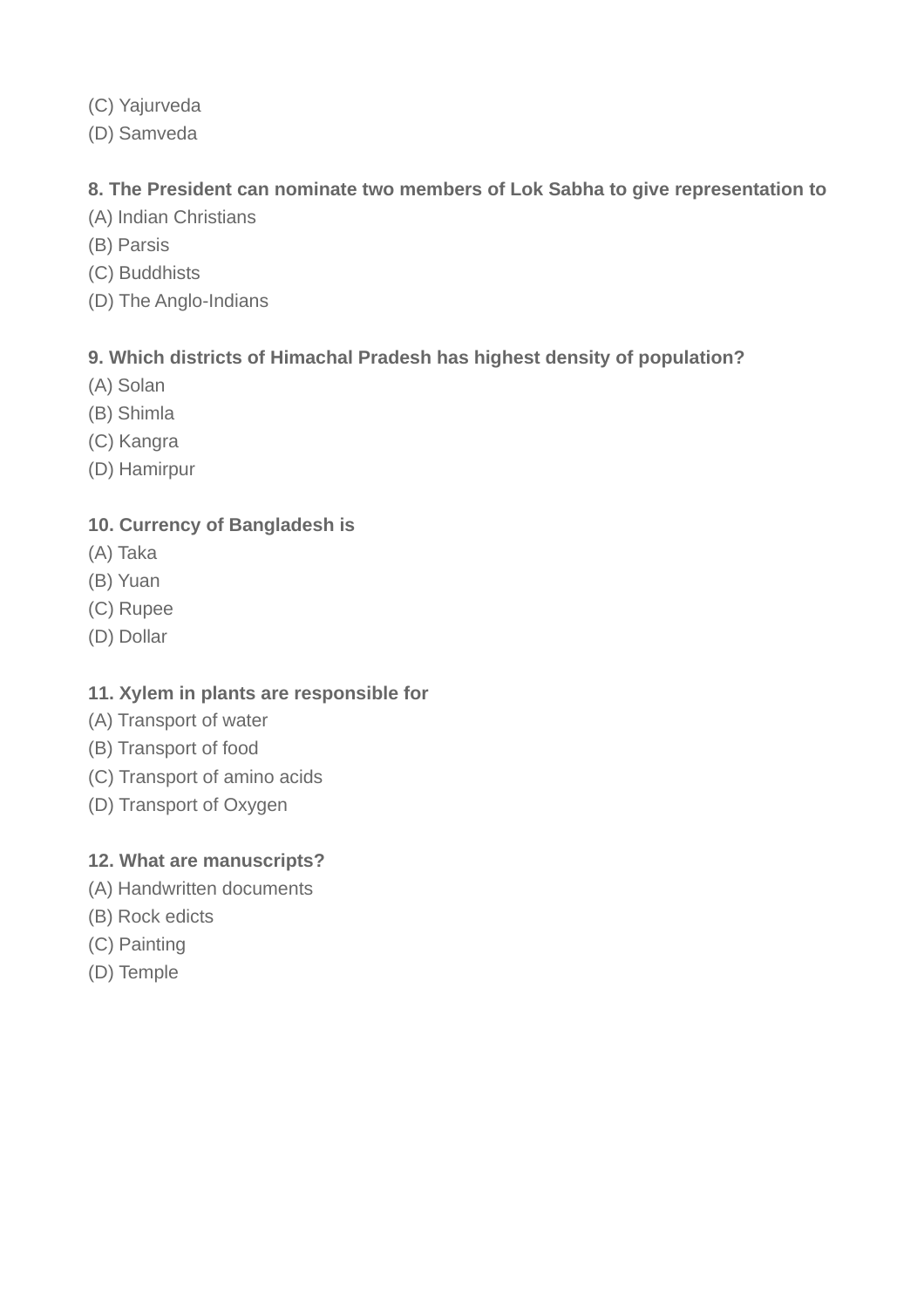(C) Yajurveda
(D) Samveda

**8. The President can nominate two members of Lok Sabha to give representation to**
(A) Indian Christians
(B) Parsis
(C) Buddhists
(D) The Anglo-Indians

**9. Which districts of Himachal Pradesh has highest density of population?**
(A) Solan
(B) Shimla
(C) Kangra
(D) Hamirpur

**10. Currency of Bangladesh is**
(A) Taka
(B) Yuan
(C) Rupee
(D) Dollar

**11. Xylem in plants are responsible for**
(A) Transport of water
(B) Transport of food
(C) Transport of amino acids
(D) Transport of Oxygen

**12. What are manuscripts?**
(A) Handwritten documents
(B) Rock edicts
(C) Painting
(D) Temple